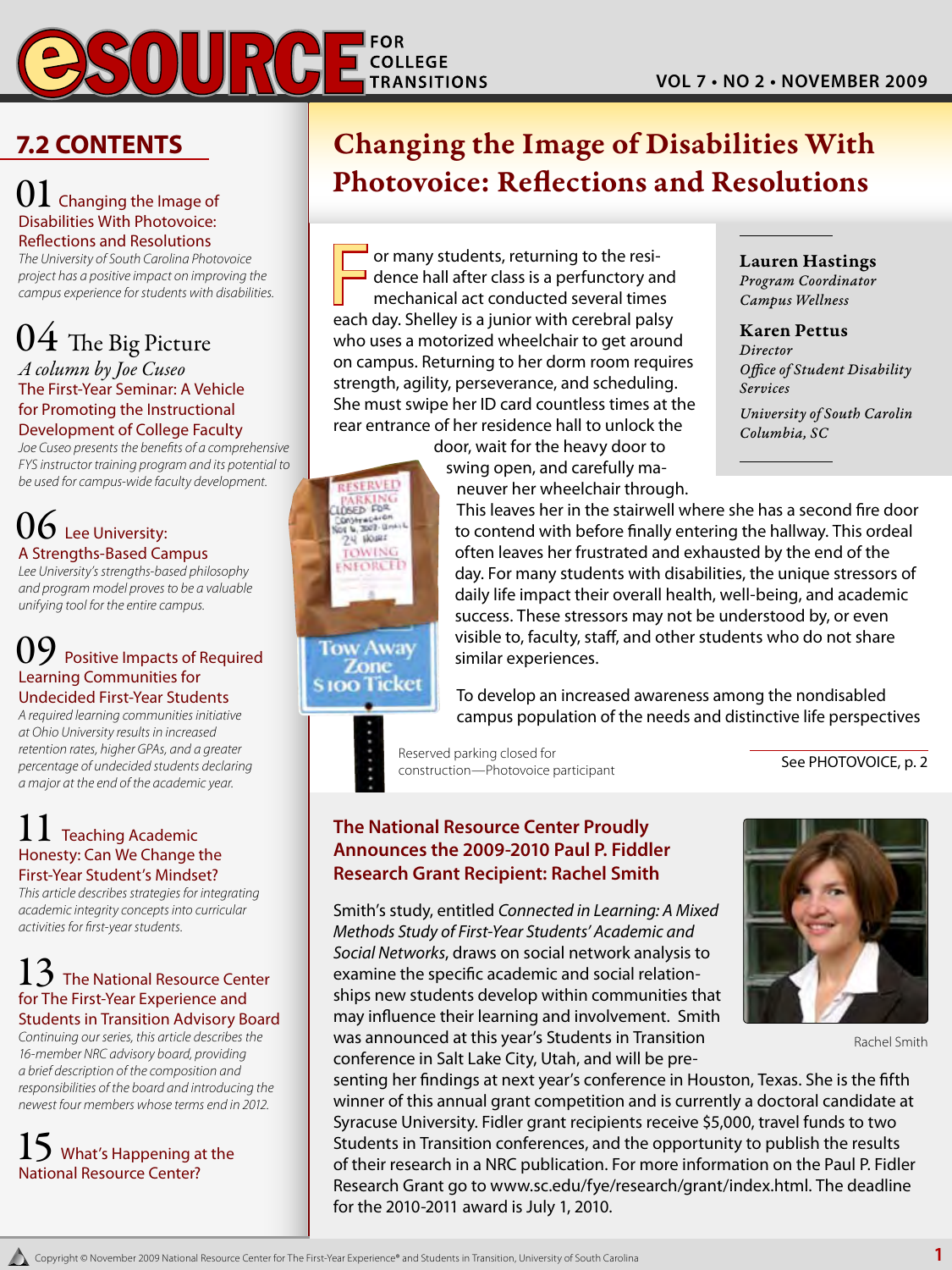# eSOURCE FOR COLLEGE TRANSITIONS

## 7.2 CONTENTS

**01** Changing the Image of Disabilities With Photovoice: Reflections and Resolutions
*The University of South Carolina Photovoice project has a positive impact on improving the campus experience for students with disabilities.*

**04** The Big Picture
*A column by Joe Cuseo*
The First-Year Seminar: A Vehicle for Promoting the Instructional Development of College Faculty
*Joe Cuseo presents the benefits of a comprehensive FYS instructor training program and its potential to be used for campus-wide faculty development.*

**06** Lee University: A Strengths-Based Campus
*Lee University's strengths-based philosophy and program model proves to be a valuable unifying tool for the entire campus.*

**09** Positive Impacts of Required Learning Communities for Undecided First-Year Students
*A required learning communities initiative at Ohio University results in increased retention rates, higher GPAs, and a greater percentage of undecided students declaring a major at the end of the academic year.*

**11** Teaching Academic Honesty: Can We Change the First-Year Student's Mindset?
*This article describes strategies for integrating academic integrity concepts into curricular activities for first-year students.*

**13** The National Resource Center for The First-Year Experience and Students in Transition Advisory Board
*Continuing our series, this article describes the 16-member NRC advisory board, providing a brief description of the composition and responsibilities of the board and introducing the newest four members whose terms end in 2012.*

**15** What's Happening at the National Resource Center?

# Changing the Image of Disabilities With Photovoice: Reflections and Resolutions

**Lauren Hastings**
*Program Coordinator*
*Campus Wellness*

**Karen Pettus**
*Director*
*Office of Student Disability Services*

*University of South Carolin*
*Columbia, SC*

For many students, returning to the residence hall after class is a perfunctory and mechanical act conducted several times each day. Shelley is a junior with cerebral palsy who uses a motorized wheelchair to get around on campus. Returning to her dorm room requires strength, agility, perseverance, and scheduling. She must swipe her ID card countless times at the rear entrance of her residence hall to unlock the door, wait for the heavy door to swing open, and carefully maneuver her wheelchair through. This leaves her in the stairwell where she has a second fire door to contend with before finally entering the hallway. This ordeal often leaves her frustrated and exhausted by the end of the day. For many students with disabilities, the unique stressors of daily life impact their overall health, well-being, and academic success. These stressors may not be understood by, or even visible to, faculty, staff, and other students who do not share similar experiences.

To develop an increased awareness among the nondisabled campus population of the needs and distinctive life perspectives

Reserved parking closed for construction—Photovoice participant

See PHOTOVOICE, p. 2

## The National Resource Center Proudly Announces the 2009-2010 Paul P. Fiddler Research Grant Recipient: Rachel Smith

Smith's study, entitled *Connected in Learning: A Mixed Methods Study of First-Year Students' Academic and Social Networks*, draws on social network analysis to examine the specific academic and social relationships new students develop within communities that may influence their learning and involvement. Smith was announced at this year's Students in Transition conference in Salt Lake City, Utah, and will be presenting her findings at next year's conference in Houston, Texas. She is the fifth winner of this annual grant competition and is currently a doctoral candidate at Syracuse University. Fidler grant recipients receive $5,000, travel funds to two Students in Transition conferences, and the opportunity to publish the results of their research in a NRC publication. For more information on the Paul P. Fidler Research Grant go to www.sc.edu/fye/research/grant/index.html. The deadline for the 2010-2011 award is July 1, 2010.

Rachel Smith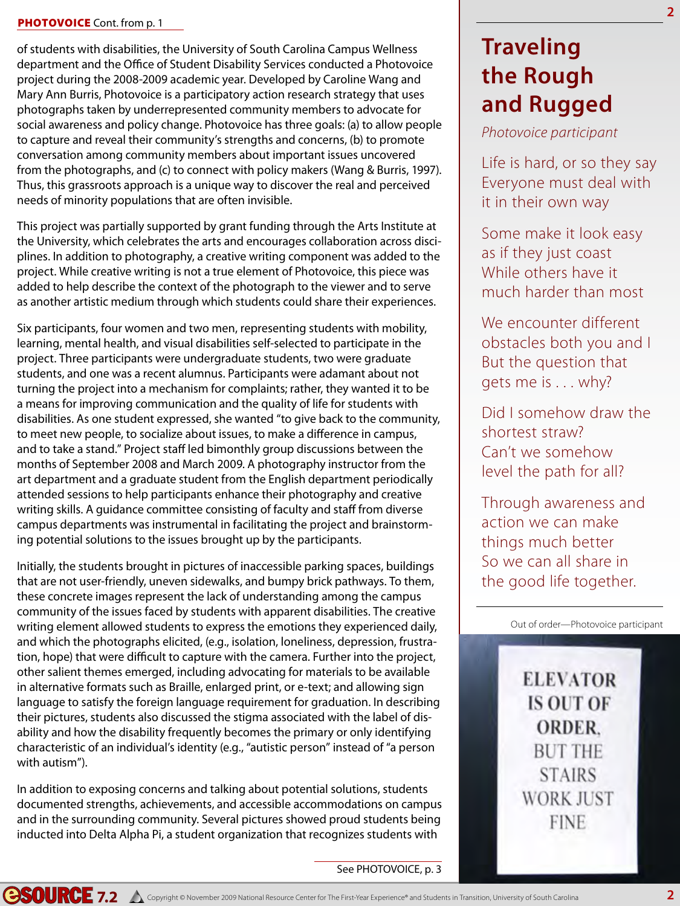**PHOTOVOICE** Cont. from p. 1

of students with disabilities, the University of South Carolina Campus Wellness department and the Office of Student Disability Services conducted a Photovoice project during the 2008-2009 academic year. Developed by Caroline Wang and Mary Ann Burris, Photovoice is a participatory action research strategy that uses photographs taken by underrepresented community members to advocate for social awareness and policy change. Photovoice has three goals: (a) to allow people to capture and reveal their community's strengths and concerns, (b) to promote conversation among community members about important issues uncovered from the photographs, and (c) to connect with policy makers (Wang & Burris, 1997). Thus, this grassroots approach is a unique way to discover the real and perceived needs of minority populations that are often invisible.

This project was partially supported by grant funding through the Arts Institute at the University, which celebrates the arts and encourages collaboration across disciplines. In addition to photography, a creative writing component was added to the project. While creative writing is not a true element of Photovoice, this piece was added to help describe the context of the photograph to the viewer and to serve as another artistic medium through which students could share their experiences.

Six participants, four women and two men, representing students with mobility, learning, mental health, and visual disabilities self-selected to participate in the project. Three participants were undergraduate students, two were graduate students, and one was a recent alumnus. Participants were adamant about not turning the project into a mechanism for complaints; rather, they wanted it to be a means for improving communication and the quality of life for students with disabilities. As one student expressed, she wanted "to give back to the community, to meet new people, to socialize about issues, to make a difference in campus, and to take a stand." Project staff led bimonthly group discussions between the months of September 2008 and March 2009. A photography instructor from the art department and a graduate student from the English department periodically attended sessions to help participants enhance their photography and creative writing skills. A guidance committee consisting of faculty and staff from diverse campus departments was instrumental in facilitating the project and brainstorming potential solutions to the issues brought up by the participants.

Initially, the students brought in pictures of inaccessible parking spaces, buildings that are not user-friendly, uneven sidewalks, and bumpy brick pathways. To them, these concrete images represent the lack of understanding among the campus community of the issues faced by students with apparent disabilities. The creative writing element allowed students to express the emotions they experienced daily, and which the photographs elicited, (e.g., isolation, loneliness, depression, frustration, hope) that were difficult to capture with the camera. Further into the project, other salient themes emerged, including advocating for materials to be available in alternative formats such as Braille, enlarged print, or e-text; and allowing sign language to satisfy the foreign language requirement for graduation. In describing their pictures, students also discussed the stigma associated with the label of disability and how the disability frequently becomes the primary or only identifying characteristic of an individual's identity (e.g., "autistic person" instead of "a person with autism").

In addition to exposing concerns and talking about potential solutions, students documented strengths, achievements, and accessible accommodations on campus and in the surrounding community. Several pictures showed proud students being inducted into Delta Alpha Pi, a student organization that recognizes students with

See PHOTOVOICE, p. 3

## Traveling the Rough and Rugged

*Photovoice participant*

Life is hard, or so they say
Everyone must deal with it in their own way

Some make it look easy as if they just coast
While others have it much harder than most

We encounter different obstacles both you and I
But the question that gets me is . . . why?

Did I somehow draw the shortest straw?
Can't we somehow level the path for all?

Through awareness and action we can make things much better
So we can all share in the good life together.

Out of order—Photovoice participant

ELEVATOR IS OUT OF ORDER, BUT THE STAIRS WORK JUST FINE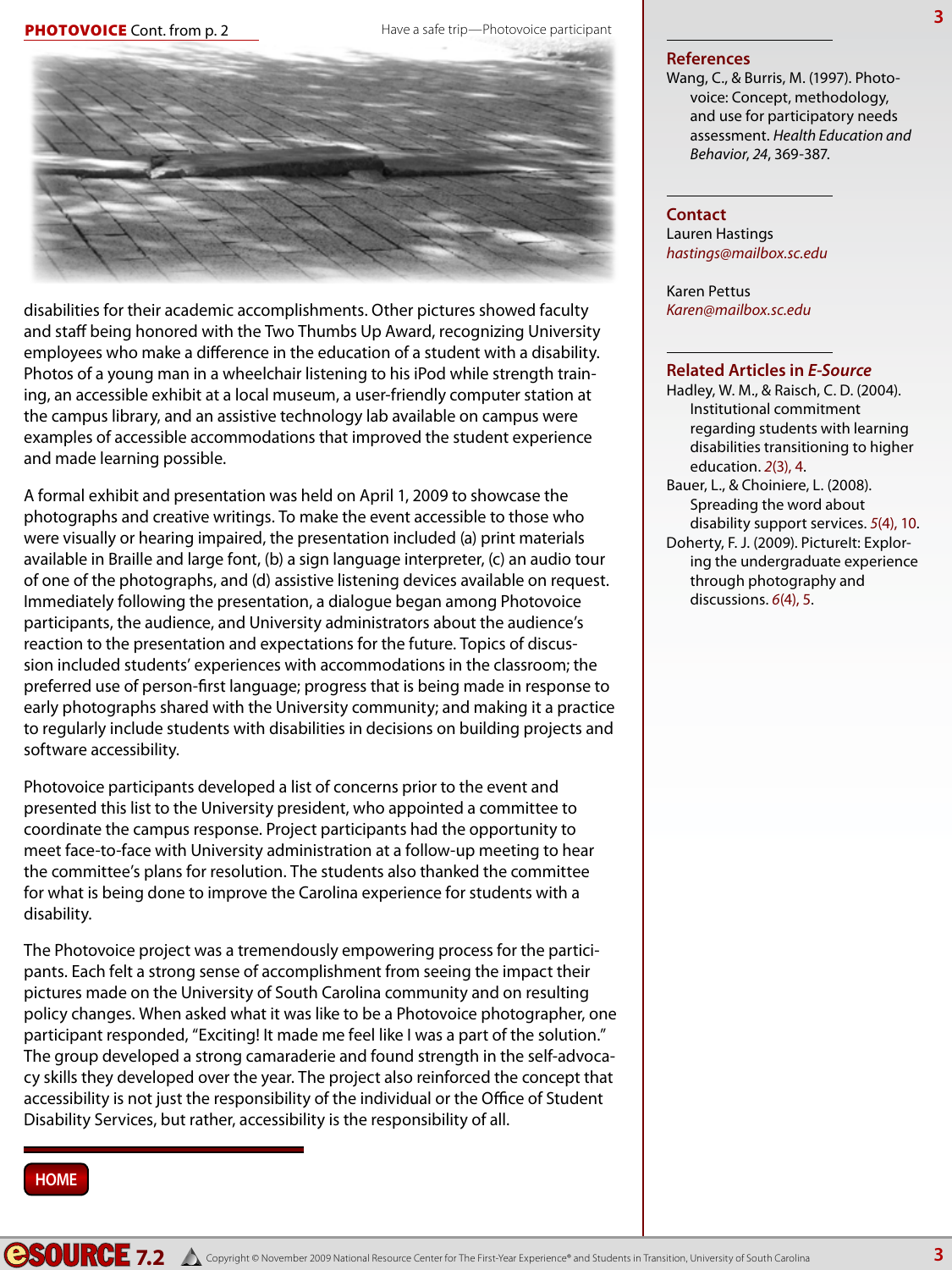**PHOTOVOICE** Cont. from p. 2

Have a safe trip—Photovoice participant

disabilities for their academic accomplishments. Other pictures showed faculty and staff being honored with the Two Thumbs Up Award, recognizing University employees who make a difference in the education of a student with a disability. Photos of a young man in a wheelchair listening to his iPod while strength training, an accessible exhibit at a local museum, a user-friendly computer station at the campus library, and an assistive technology lab available on campus were examples of accessible accommodations that improved the student experience and made learning possible.

A formal exhibit and presentation was held on April 1, 2009 to showcase the photographs and creative writings. To make the event accessible to those who were visually or hearing impaired, the presentation included (a) print materials available in Braille and large font, (b) a sign language interpreter, (c) an audio tour of one of the photographs, and (d) assistive listening devices available on request. Immediately following the presentation, a dialogue began among Photovoice participants, the audience, and University administrators about the audience's reaction to the presentation and expectations for the future. Topics of discussion included students' experiences with accommodations in the classroom; the preferred use of person-first language; progress that is being made in response to early photographs shared with the University community; and making it a practice to regularly include students with disabilities in decisions on building projects and software accessibility.

Photovoice participants developed a list of concerns prior to the event and presented this list to the University president, who appointed a committee to coordinate the campus response. Project participants had the opportunity to meet face-to-face with University administration at a follow-up meeting to hear the committee's plans for resolution. The students also thanked the committee for what is being done to improve the Carolina experience for students with a disability.

The Photovoice project was a tremendously empowering process for the participants. Each felt a strong sense of accomplishment from seeing the impact their pictures made on the University of South Carolina community and on resulting policy changes. When asked what it was like to be a Photovoice photographer, one participant responded, "Exciting! It made me feel like I was a part of the solution." The group developed a strong camaraderie and found strength in the self-advocacy skills they developed over the year. The project also reinforced the concept that accessibility is not just the responsibility of the individual or the Office of Student Disability Services, but rather, accessibility is the responsibility of all.

HOME

## References

Wang, C., & Burris, M. (1997). Photovoice: Concept, methodology, and use for participatory needs assessment. *Health Education and Behavior, 24*, 369-387.

## Contact

Lauren Hastings
*hastings@mailbox.sc.edu*

Karen Pettus
*Karen@mailbox.sc.edu*

## Related Articles in *E-Source*

Hadley, W. M., & Raisch, C. D. (2004). Institutional commitment regarding students with learning disabilities transitioning to higher education. *2*(3), 4.

Bauer, L., & Choiniere, L. (2008). Spreading the word about disability support services. *5*(4), 10.

Doherty, F. J. (2009). PictureIt: Exploring the undergraduate experience through photography and discussions. *6*(4), 5.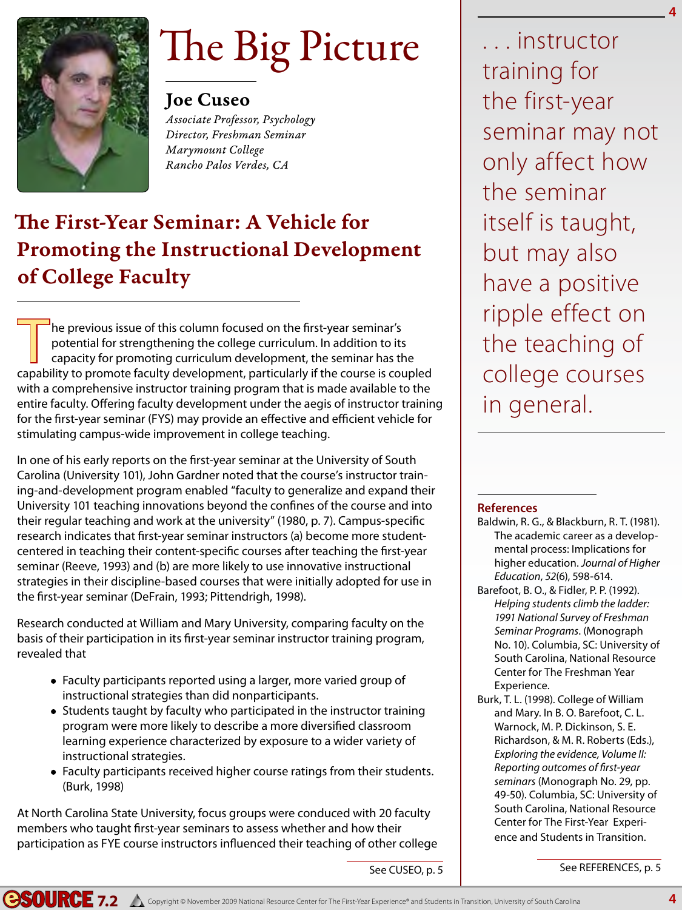# The Big Picture

**Joe Cuseo**
*Associate Professor, Psychology*
*Director, Freshman Seminar*
*Marymount College*
*Rancho Palos Verdes, CA*

## The First-Year Seminar: A Vehicle for Promoting the Instructional Development of College Faculty

The previous issue of this column focused on the first-year seminar's potential for strengthening the college curriculum. In addition to its capacity for promoting curriculum development, the seminar has the capability to promote faculty development, particularly if the course is coupled with a comprehensive instructor training program that is made available to the entire faculty. Offering faculty development under the aegis of instructor training for the first-year seminar (FYS) may provide an effective and efficient vehicle for stimulating campus-wide improvement in college teaching.

In one of his early reports on the first-year seminar at the University of South Carolina (University 101), John Gardner noted that the course's instructor training-and-development program enabled "faculty to generalize and expand their University 101 teaching innovations beyond the confines of the course and into their regular teaching and work at the university" (1980, p. 7). Campus-specific research indicates that first-year seminar instructors (a) become more student-centered in teaching their content-specific courses after teaching the first-year seminar (Reeve, 1993) and (b) are more likely to use innovative instructional strategies in their discipline-based courses that were initially adopted for use in the first-year seminar (DeFrain, 1993; Pittendrigh, 1998).

Research conducted at William and Mary University, comparing faculty on the basis of their participation in its first-year seminar instructor training program, revealed that

- Faculty participants reported using a larger, more varied group of instructional strategies than did nonparticipants.
- Students taught by faculty who participated in the instructor training program were more likely to describe a more diversified classroom learning experience characterized by exposure to a wider variety of instructional strategies.
- Faculty participants received higher course ratings from their students. (Burk, 1998)

At North Carolina State University, focus groups were conduced with 20 faculty members who taught first-year seminars to assess whether and how their participation as FYE course instructors influenced their teaching of other college

See CUSEO, p. 5

. . . instructor training for the first-year seminar may not only affect how the seminar itself is taught, but may also have a positive ripple effect on the teaching of college courses in general.

### References

Baldwin, R. G., & Blackburn, R. T. (1981). The academic career as a developmental process: Implications for higher education. *Journal of Higher Education*, *52*(6), 598-614.

Barefoot, B. O., & Fidler, P. P. (1992). *Helping students climb the ladder: 1991 National Survey of Freshman Seminar Programs*. (Monograph No. 10). Columbia, SC: University of South Carolina, National Resource Center for The Freshman Year Experience.

Burk, T. L. (1998). College of William and Mary. In B. O. Barefoot, C. L. Warnock, M. P. Dickinson, S. E. Richardson, & M. R. Roberts (Eds.), *Exploring the evidence, Volume II: Reporting outcomes of first-year seminars* (Monograph No. 29, pp. 49-50). Columbia, SC: University of South Carolina, National Resource Center for The First-Year Experience and Students in Transition.

See REFERENCES, p. 5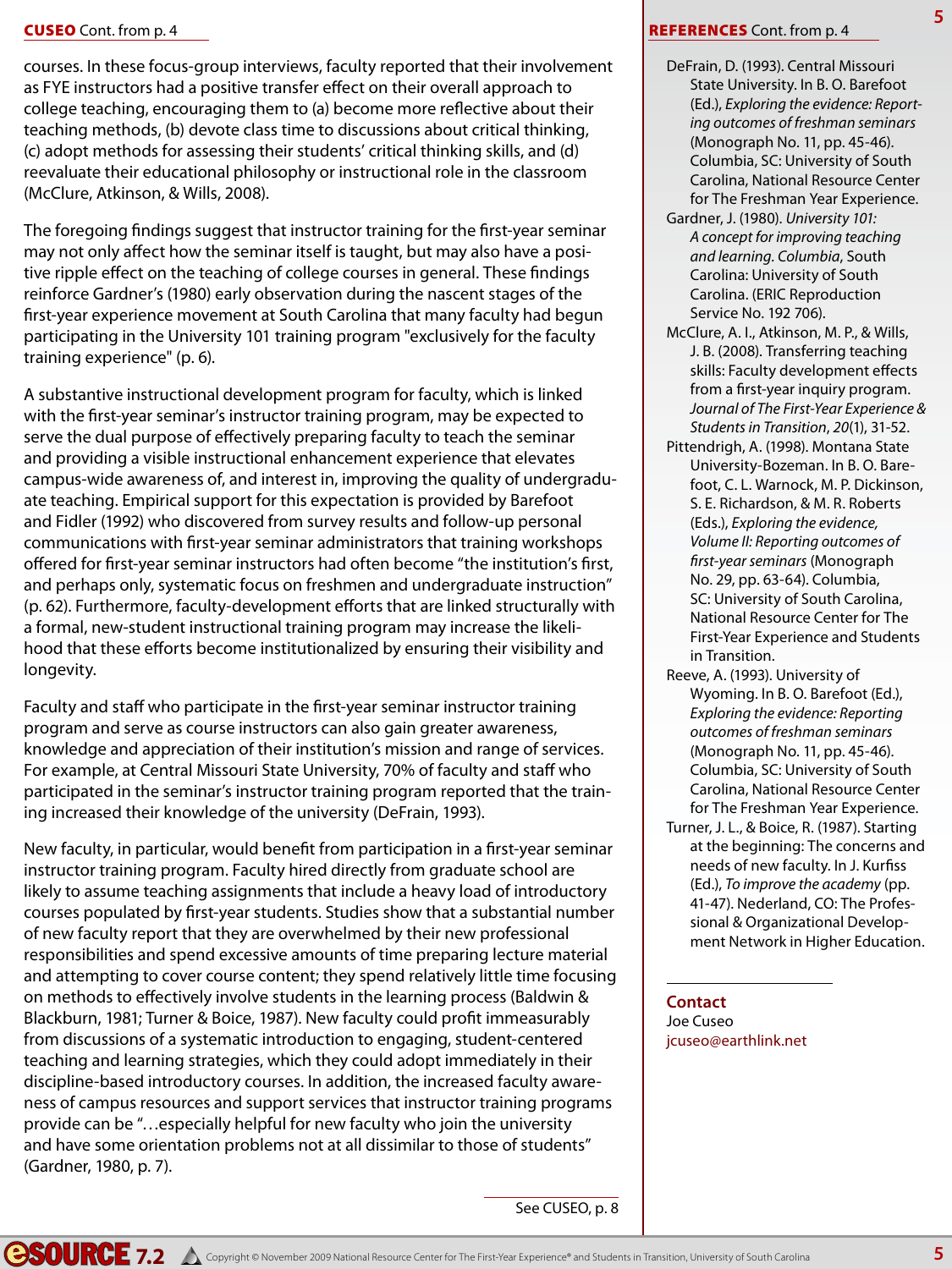**CUSEO** Cont. from p. 4

courses. In these focus-group interviews, faculty reported that their involvement as FYE instructors had a positive transfer effect on their overall approach to college teaching, encouraging them to (a) become more reflective about their teaching methods, (b) devote class time to discussions about critical thinking, (c) adopt methods for assessing their students' critical thinking skills, and (d) reevaluate their educational philosophy or instructional role in the classroom (McClure, Atkinson, & Wills, 2008).

The foregoing findings suggest that instructor training for the first-year seminar may not only affect how the seminar itself is taught, but may also have a positive ripple effect on the teaching of college courses in general. These findings reinforce Gardner's (1980) early observation during the nascent stages of the first-year experience movement at South Carolina that many faculty had begun participating in the University 101 training program "exclusively for the faculty training experience" (p. 6).

A substantive instructional development program for faculty, which is linked with the first-year seminar's instructor training program, may be expected to serve the dual purpose of effectively preparing faculty to teach the seminar and providing a visible instructional enhancement experience that elevates campus-wide awareness of, and interest in, improving the quality of undergraduate teaching. Empirical support for this expectation is provided by Barefoot and Fidler (1992) who discovered from survey results and follow-up personal communications with first-year seminar administrators that training workshops offered for first-year seminar instructors had often become "the institution's first, and perhaps only, systematic focus on freshmen and undergraduate instruction" (p. 62). Furthermore, faculty-development efforts that are linked structurally with a formal, new-student instructional training program may increase the likelihood that these efforts become institutionalized by ensuring their visibility and longevity.

Faculty and staff who participate in the first-year seminar instructor training program and serve as course instructors can also gain greater awareness, knowledge and appreciation of their institution's mission and range of services. For example, at Central Missouri State University, 70% of faculty and staff who participated in the seminar's instructor training program reported that the training increased their knowledge of the university (DeFrain, 1993).

New faculty, in particular, would benefit from participation in a first-year seminar instructor training program. Faculty hired directly from graduate school are likely to assume teaching assignments that include a heavy load of introductory courses populated by first-year students. Studies show that a substantial number of new faculty report that they are overwhelmed by their new professional responsibilities and spend excessive amounts of time preparing lecture material and attempting to cover course content; they spend relatively little time focusing on methods to effectively involve students in the learning process (Baldwin & Blackburn, 1981; Turner & Boice, 1987). New faculty could profit immeasurably from discussions of a systematic introduction to engaging, student-centered teaching and learning strategies, which they could adopt immediately in their discipline-based introductory courses. In addition, the increased faculty awareness of campus resources and support services that instructor training programs provide can be "…especially helpful for new faculty who join the university and have some orientation problems not at all dissimilar to those of students" (Gardner, 1980, p. 7).

See CUSEO, p. 8

**REFERENCES** Cont. from p. 4

DeFrain, D. (1993). Central Missouri State University. In B. O. Barefoot (Ed.), *Exploring the evidence: Reporting outcomes of freshman seminars* (Monograph No. 11, pp. 45-46). Columbia, SC: University of South Carolina, National Resource Center for The Freshman Year Experience.

Gardner, J. (1980). *University 101: A concept for improving teaching and learning. Columbia*, South Carolina: University of South Carolina. (ERIC Reproduction Service No. 192 706).

McClure, A. I., Atkinson, M. P., & Wills, J. B. (2008). Transferring teaching skills: Faculty development effects from a first-year inquiry program. *Journal of The First-Year Experience & Students in Transition*, *20*(1), 31-52.

Pittendrigh, A. (1998). Montana State University-Bozeman. In B. O. Barefoot, C. L. Warnock, M. P. Dickinson, S. E. Richardson, & M. R. Roberts (Eds.), *Exploring the evidence, Volume II: Reporting outcomes of first-year seminars* (Monograph No. 29, pp. 63-64). Columbia, SC: University of South Carolina, National Resource Center for The First-Year Experience and Students in Transition.

Reeve, A. (1993). University of Wyoming. In B. O. Barefoot (Ed.), *Exploring the evidence: Reporting outcomes of freshman seminars* (Monograph No. 11, pp. 45-46). Columbia, SC: University of South Carolina, National Resource Center for The Freshman Year Experience.

Turner, J. L., & Boice, R. (1987). Starting at the beginning: The concerns and needs of new faculty. In J. Kurfiss (Ed.), *To improve the academy* (pp. 41-47). Nederland, CO: The Professional & Organizational Development Network in Higher Education.

**Contact**

Joe Cuseo
jcuseo@earthlink.net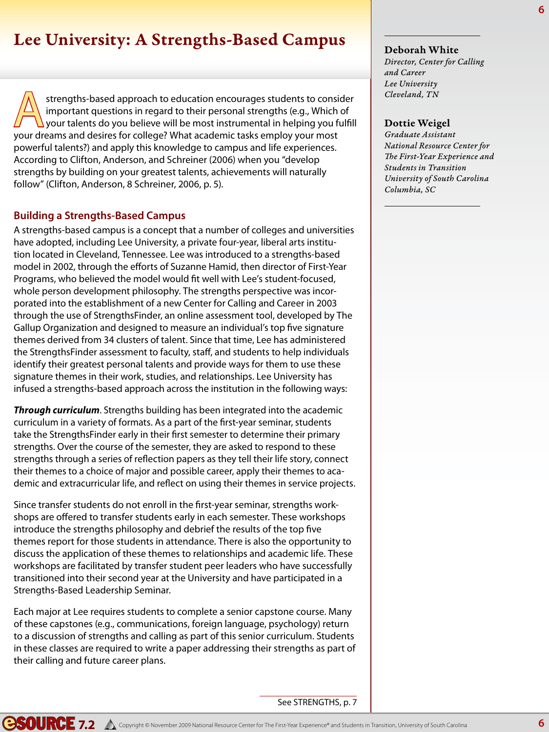# Lee University: A Strengths-Based Campus

**Deborah White**
*Director, Center for Calling and Career*
*Lee University*
*Cleveland, TN*

**Dottie Weigel**
*Graduate Assistant*
*National Resource Center for The First-Year Experience and Students in Transition*
*University of South Carolina*
*Columbia, SC*

A strengths-based approach to education encourages students to consider important questions in regard to their personal strengths (e.g., Which of your talents do you believe will be most instrumental in helping you fulfill your dreams and desires for college? What academic tasks employ your most powerful talents?) and apply this knowledge to campus and life experiences. According to Clifton, Anderson, and Schreiner (2006) when you "develop strengths by building on your greatest talents, achievements will naturally follow" (Clifton, Anderson, 8 Schreiner, 2006, p. 5).

## Building a Strengths-Based Campus

A strengths-based campus is a concept that a number of colleges and universities have adopted, including Lee University, a private four-year, liberal arts institution located in Cleveland, Tennessee. Lee was introduced to a strengths-based model in 2002, through the efforts of Suzanne Hamid, then director of First-Year Programs, who believed the model would fit well with Lee's student-focused, whole person development philosophy. The strengths perspective was incorporated into the establishment of a new Center for Calling and Career in 2003 through the use of StrengthsFinder, an online assessment tool, developed by The Gallup Organization and designed to measure an individual's top five signature themes derived from 34 clusters of talent. Since that time, Lee has administered the StrengthsFinder assessment to faculty, staff, and students to help individuals identify their greatest personal talents and provide ways for them to use these signature themes in their work, studies, and relationships. Lee University has infused a strengths-based approach across the institution in the following ways:

***Through curriculum***. Strengths building has been integrated into the academic curriculum in a variety of formats. As a part of the first-year seminar, students take the StrengthsFinder early in their first semester to determine their primary strengths. Over the course of the semester, they are asked to respond to these strengths through a series of reflection papers as they tell their life story, connect their themes to a choice of major and possible career, apply their themes to academic and extracurricular life, and reflect on using their themes in service projects.

Since transfer students do not enroll in the first-year seminar, strengths workshops are offered to transfer students early in each semester. These workshops introduce the strengths philosophy and debrief the results of the top five themes report for those students in attendance. There is also the opportunity to discuss the application of these themes to relationships and academic life. These workshops are facilitated by transfer student peer leaders who have successfully transitioned into their second year at the University and have participated in a Strengths-Based Leadership Seminar.

Each major at Lee requires students to complete a senior capstone course. Many of these capstones (e.g., communications, foreign language, psychology) return to a discussion of strengths and calling as part of this senior curriculum. Students in these classes are required to write a paper addressing their strengths as part of their calling and future career plans.

See STRENGTHS, p. 7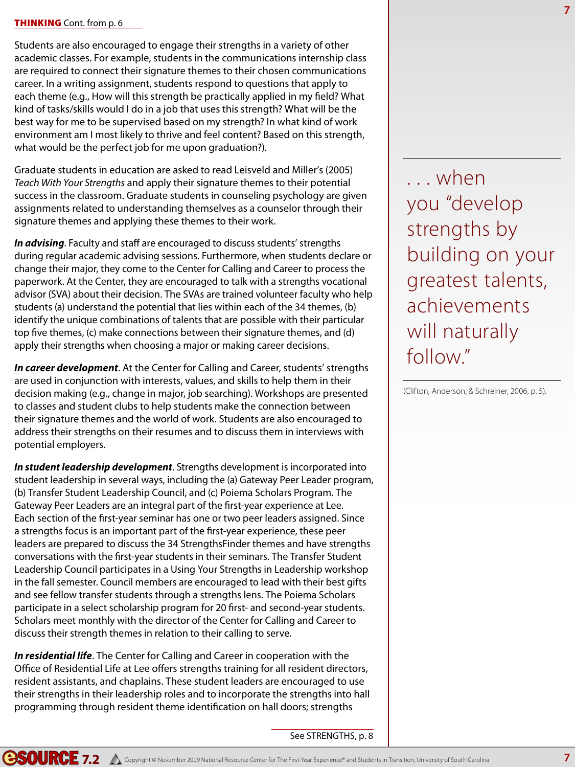**THINKING** Cont. from p. 6

Students are also encouraged to engage their strengths in a variety of other academic classes. For example, students in the communications internship class are required to connect their signature themes to their chosen communications career. In a writing assignment, students respond to questions that apply to each theme (e.g., How will this strength be practically applied in my field? What kind of tasks/skills would I do in a job that uses this strength? What will be the best way for me to be supervised based on my strength? In what kind of work environment am I most likely to thrive and feel content? Based on this strength, what would be the perfect job for me upon graduation?).

Graduate students in education are asked to read Leisveld and Miller's (2005) *Teach With Your Strengths* and apply their signature themes to their potential success in the classroom. Graduate students in counseling psychology are given assignments related to understanding themselves as a counselor through their signature themes and applying these themes to their work.

***In advising***. Faculty and staff are encouraged to discuss students' strengths during regular academic advising sessions. Furthermore, when students declare or change their major, they come to the Center for Calling and Career to process the paperwork. At the Center, they are encouraged to talk with a strengths vocational advisor (SVA) about their decision. The SVAs are trained volunteer faculty who help students (a) understand the potential that lies within each of the 34 themes, (b) identify the unique combinations of talents that are possible with their particular top five themes, (c) make connections between their signature themes, and (d) apply their strengths when choosing a major or making career decisions.

***In career development***. At the Center for Calling and Career, students' strengths are used in conjunction with interests, values, and skills to help them in their decision making (e.g., change in major, job searching). Workshops are presented to classes and student clubs to help students make the connection between their signature themes and the world of work. Students are also encouraged to address their strengths on their resumes and to discuss them in interviews with potential employers.

***In student leadership development***. Strengths development is incorporated into student leadership in several ways, including the (a) Gateway Peer Leader program, (b) Transfer Student Leadership Council, and (c) Poiema Scholars Program. The Gateway Peer Leaders are an integral part of the first-year experience at Lee. Each section of the first-year seminar has one or two peer leaders assigned. Since a strengths focus is an important part of the first-year experience, these peer leaders are prepared to discuss the 34 StrengthsFinder themes and have strengths conversations with the first-year students in their seminars. The Transfer Student Leadership Council participates in a Using Your Strengths in Leadership workshop in the fall semester. Council members are encouraged to lead with their best gifts and see fellow transfer students through a strengths lens. The Poiema Scholars participate in a select scholarship program for 20 first- and second-year students. Scholars meet monthly with the director of the Center for Calling and Career to discuss their strength themes in relation to their calling to serve.

***In residential life***. The Center for Calling and Career in cooperation with the Office of Residential Life at Lee offers strengths training for all resident directors, resident assistants, and chaplains. These student leaders are encouraged to use their strengths in their leadership roles and to incorporate the strengths into hall programming through resident theme identification on hall doors; strengths

See STRENGTHS, p. 8

> . . . when you "develop strengths by building on your greatest talents, achievements will naturally follow."
>
> (Clifton, Anderson, & Schreiner, 2006, p. 5).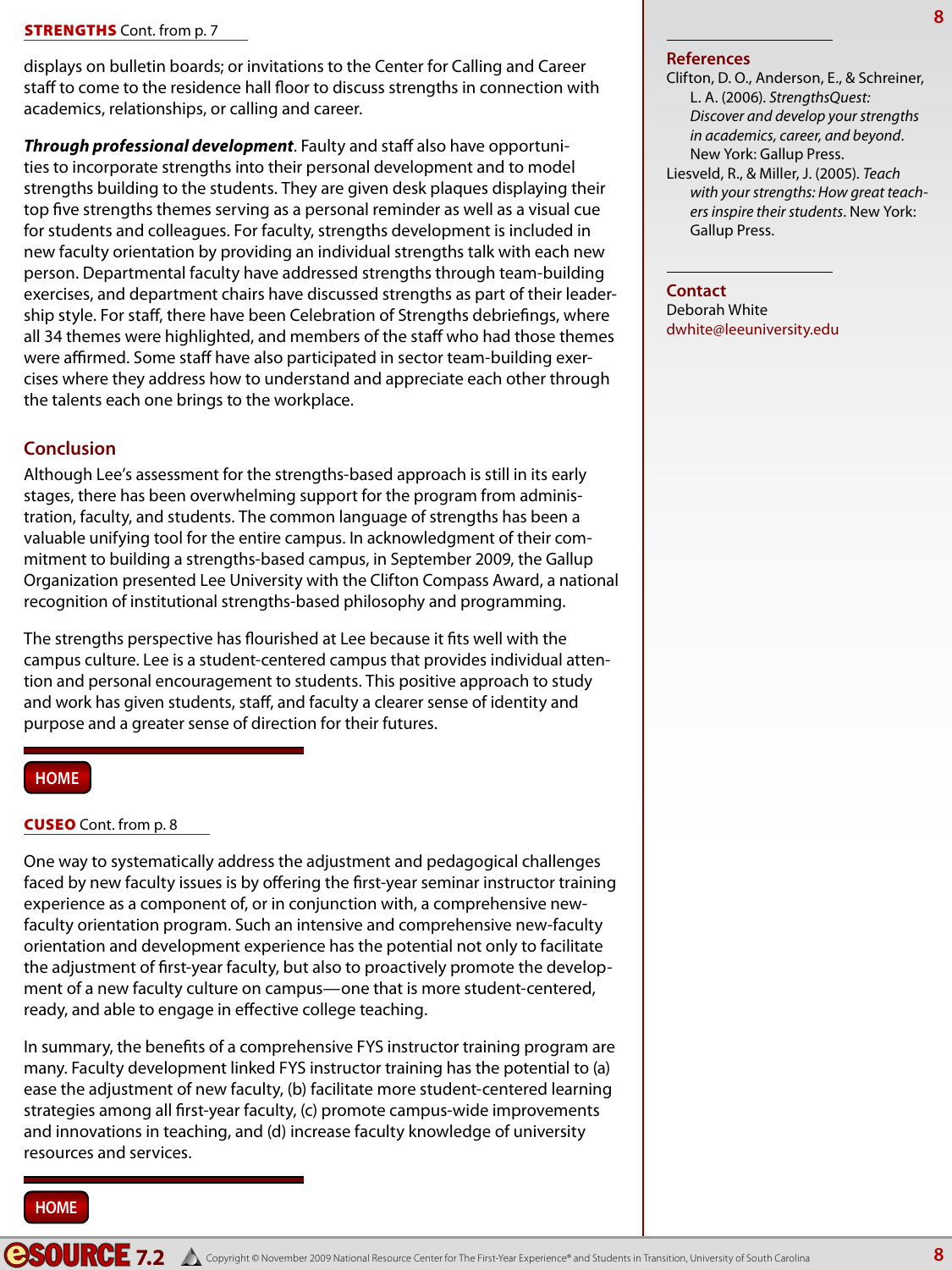**STRENGTHS** Cont. from p. 7

displays on bulletin boards; or invitations to the Center for Calling and Career staff to come to the residence hall floor to discuss strengths in connection with academics, relationships, or calling and career.

***Through professional development***. Faculty and staff also have opportunities to incorporate strengths into their personal development and to model strengths building to the students. They are given desk plaques displaying their top five strengths themes serving as a personal reminder as well as a visual cue for students and colleagues. For faculty, strengths development is included in new faculty orientation by providing an individual strengths talk with each new person. Departmental faculty have addressed strengths through team-building exercises, and department chairs have discussed strengths as part of their leadership style. For staff, there have been Celebration of Strengths debriefings, where all 34 themes were highlighted, and members of the staff who had those themes were affirmed. Some staff have also participated in sector team-building exercises where they address how to understand and appreciate each other through the talents each one brings to the workplace.

## Conclusion

Although Lee's assessment for the strengths-based approach is still in its early stages, there has been overwhelming support for the program from administration, faculty, and students. The common language of strengths has been a valuable unifying tool for the entire campus. In acknowledgment of their commitment to building a strengths-based campus, in September 2009, the Gallup Organization presented Lee University with the Clifton Compass Award, a national recognition of institutional strengths-based philosophy and programming.

The strengths perspective has flourished at Lee because it fits well with the campus culture. Lee is a student-centered campus that provides individual attention and personal encouragement to students. This positive approach to study and work has given students, staff, and faculty a clearer sense of identity and purpose and a greater sense of direction for their futures.

## References

Clifton, D. O., Anderson, E., & Schreiner, L. A. (2006). *StrengthsQuest: Discover and develop your strengths in academics, career, and beyond*. New York: Gallup Press.

Liesveld, R., & Miller, J. (2005). *Teach with your strengths: How great teachers inspire their students*. New York: Gallup Press.

## Contact

Deborah White
dwhite@leeuniversity.edu

HOME

**CUSEO** Cont. from p. 8

One way to systematically address the adjustment and pedagogical challenges faced by new faculty issues is by offering the first-year seminar instructor training experience as a component of, or in conjunction with, a comprehensive new-faculty orientation program. Such an intensive and comprehensive new-faculty orientation and development experience has the potential not only to facilitate the adjustment of first-year faculty, but also to proactively promote the development of a new faculty culture on campus—one that is more student-centered, ready, and able to engage in effective college teaching.

In summary, the benefits of a comprehensive FYS instructor training program are many. Faculty development linked FYS instructor training has the potential to (a) ease the adjustment of new faculty, (b) facilitate more student-centered learning strategies among all first-year faculty, (c) promote campus-wide improvements and innovations in teaching, and (d) increase faculty knowledge of university resources and services.

HOME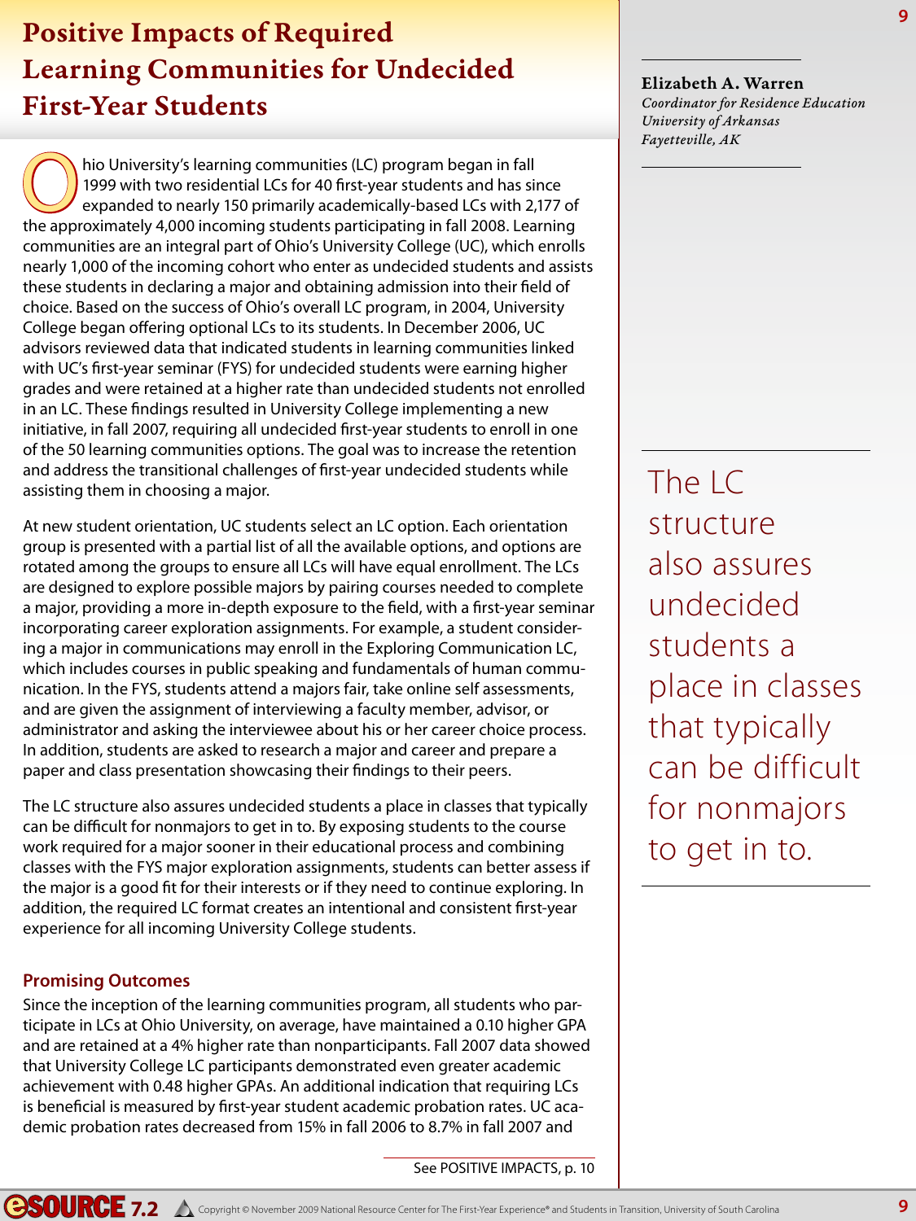# Positive Impacts of Required Learning Communities for Undecided First-Year Students

**Elizabeth A. Warren**
*Coordinator for Residence Education*
*University of Arkansas*
*Fayetteville, AK*

Ohio University's learning communities (LC) program began in fall 1999 with two residential LCs for 40 first-year students and has since expanded to nearly 150 primarily academically-based LCs with 2,177 of the approximately 4,000 incoming students participating in fall 2008. Learning communities are an integral part of Ohio's University College (UC), which enrolls nearly 1,000 of the incoming cohort who enter as undecided students and assists these students in declaring a major and obtaining admission into their field of choice. Based on the success of Ohio's overall LC program, in 2004, University College began offering optional LCs to its students. In December 2006, UC advisors reviewed data that indicated students in learning communities linked with UC's first-year seminar (FYS) for undecided students were earning higher grades and were retained at a higher rate than undecided students not enrolled in an LC. These findings resulted in University College implementing a new initiative, in fall 2007, requiring all undecided first-year students to enroll in one of the 50 learning communities options. The goal was to increase the retention and address the transitional challenges of first-year undecided students while assisting them in choosing a major.

At new student orientation, UC students select an LC option. Each orientation group is presented with a partial list of all the available options, and options are rotated among the groups to ensure all LCs will have equal enrollment. The LCs are designed to explore possible majors by pairing courses needed to complete a major, providing a more in-depth exposure to the field, with a first-year seminar incorporating career exploration assignments. For example, a student considering a major in communications may enroll in the Exploring Communication LC, which includes courses in public speaking and fundamentals of human communication. In the FYS, students attend a majors fair, take online self assessments, and are given the assignment of interviewing a faculty member, advisor, or administrator and asking the interviewee about his or her career choice process. In addition, students are asked to research a major and career and prepare a paper and class presentation showcasing their findings to their peers.

The LC structure also assures undecided students a place in classes that typically can be difficult for nonmajors to get in to. By exposing students to the course work required for a major sooner in their educational process and combining classes with the FYS major exploration assignments, students can better assess if the major is a good fit for their interests or if they need to continue exploring. In addition, the required LC format creates an intentional and consistent first-year experience for all incoming University College students.

> The LC structure also assures undecided students a place in classes that typically can be difficult for nonmajors to get in to.

## Promising Outcomes

Since the inception of the learning communities program, all students who participate in LCs at Ohio University, on average, have maintained a 0.10 higher GPA and are retained at a 4% higher rate than nonparticipants. Fall 2007 data showed that University College LC participants demonstrated even greater academic achievement with 0.48 higher GPAs. An additional indication that requiring LCs is beneficial is measured by first-year student academic probation rates. UC academic probation rates decreased from 15% in fall 2006 to 8.7% in fall 2007 and

See POSITIVE IMPACTS, p. 10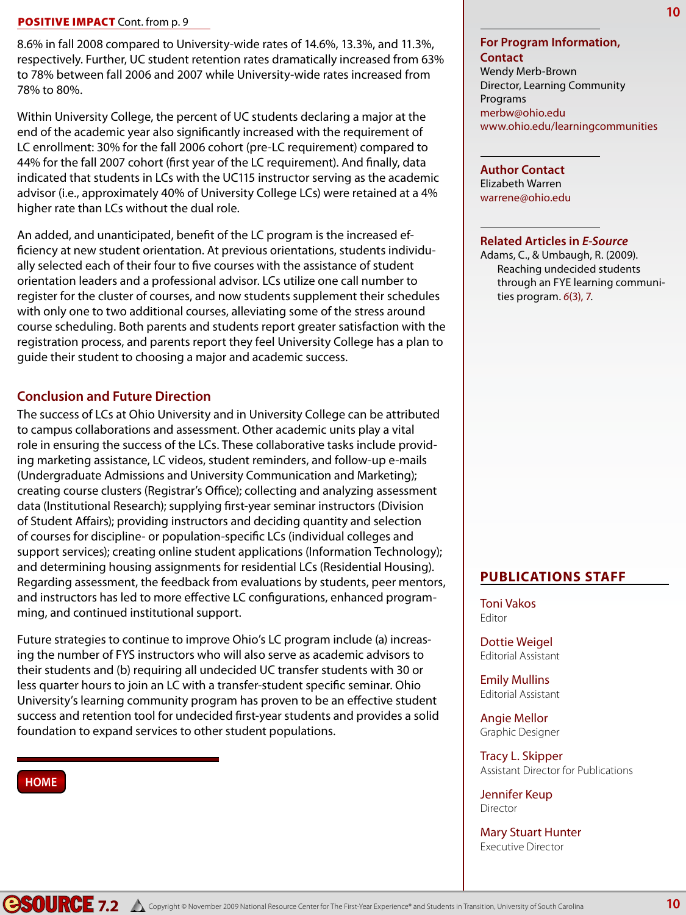**POSITIVE IMPACT** Cont. from p. 9

8.6% in fall 2008 compared to University-wide rates of 14.6%, 13.3%, and 11.3%, respectively. Further, UC student retention rates dramatically increased from 63% to 78% between fall 2006 and 2007 while University-wide rates increased from 78% to 80%.

Within University College, the percent of UC students declaring a major at the end of the academic year also significantly increased with the requirement of LC enrollment: 30% for the fall 2006 cohort (pre-LC requirement) compared to 44% for the fall 2007 cohort (first year of the LC requirement). And finally, data indicated that students in LCs with the UC115 instructor serving as the academic advisor (i.e., approximately 40% of University College LCs) were retained at a 4% higher rate than LCs without the dual role.

An added, and unanticipated, benefit of the LC program is the increased efficiency at new student orientation. At previous orientations, students individually selected each of their four to five courses with the assistance of student orientation leaders and a professional advisor. LCs utilize one call number to register for the cluster of courses, and now students supplement their schedules with only one to two additional courses, alleviating some of the stress around course scheduling. Both parents and students report greater satisfaction with the registration process, and parents report they feel University College has a plan to guide their student to choosing a major and academic success.

## Conclusion and Future Direction

The success of LCs at Ohio University and in University College can be attributed to campus collaborations and assessment. Other academic units play a vital role in ensuring the success of the LCs. These collaborative tasks include providing marketing assistance, LC videos, student reminders, and follow-up e-mails (Undergraduate Admissions and University Communication and Marketing); creating course clusters (Registrar's Office); collecting and analyzing assessment data (Institutional Research); supplying first-year seminar instructors (Division of Student Affairs); providing instructors and deciding quantity and selection of courses for discipline- or population-specific LCs (individual colleges and support services); creating online student applications (Information Technology); and determining housing assignments for residential LCs (Residential Housing). Regarding assessment, the feedback from evaluations by students, peer mentors, and instructors has led to more effective LC configurations, enhanced programming, and continued institutional support.

Future strategies to continue to improve Ohio's LC program include (a) increasing the number of FYS instructors who will also serve as academic advisors to their students and (b) requiring all undecided UC transfer students with 30 or less quarter hours to join an LC with a transfer-student specific seminar. Ohio University's learning community program has proven to be an effective student success and retention tool for undecided first-year students and provides a solid foundation to expand services to other student populations.

HOME

### For Program Information, Contact

Wendy Merb-Brown
Director, Learning Community Programs
merbw@ohio.edu
www.ohio.edu/learningcommunities

### Author Contact

Elizabeth Warren
warrene@ohio.edu

### Related Articles in *E-Source*

Adams, C., & Umbaugh, R. (2009). Reaching undecided students through an FYE learning communities program. *6*(3), 7.

## PUBLICATIONS STAFF

Toni Vakos
Editor

Dottie Weigel
Editorial Assistant

Emily Mullins
Editorial Assistant

Angie Mellor
Graphic Designer

Tracy L. Skipper
Assistant Director for Publications

Jennifer Keup
Director

Mary Stuart Hunter
Executive Director

Copyright © November 2009 National Resource Center for The First-Year Experience® and Students in Transition, University of South Carolina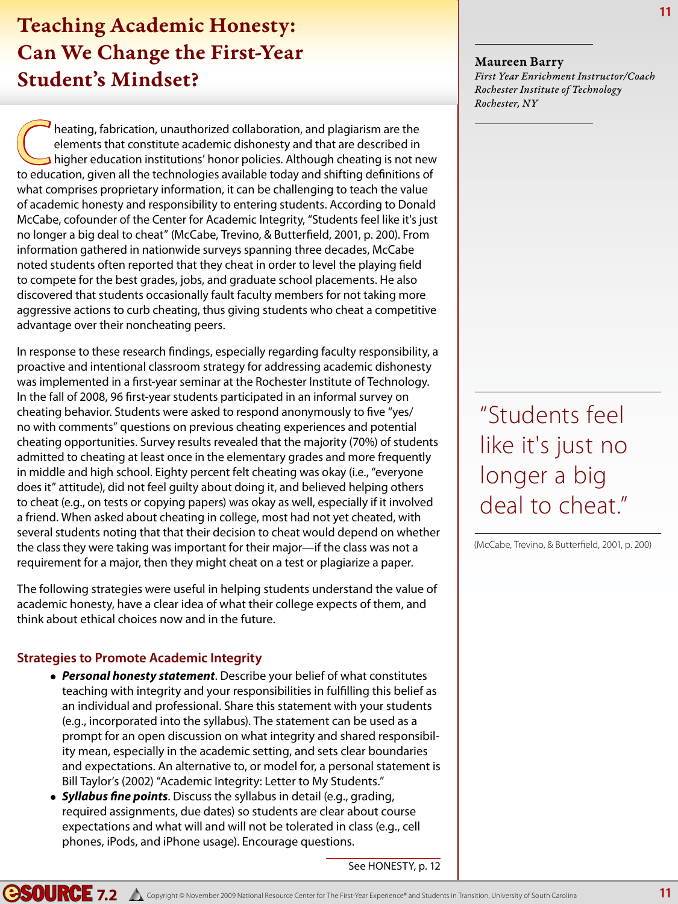# Teaching Academic Honesty: Can We Change the First-Year Student's Mindset?

**Maureen Barry**
*First Year Enrichment Instructor/Coach*
*Rochester Institute of Technology*
*Rochester, NY*

Cheating, fabrication, unauthorized collaboration, and plagiarism are the elements that constitute academic dishonesty and that are described in higher education institutions' honor policies. Although cheating is not new to education, given all the technologies available today and shifting definitions of what comprises proprietary information, it can be challenging to teach the value of academic honesty and responsibility to entering students. According to Donald McCabe, cofounder of the Center for Academic Integrity, "Students feel like it's just no longer a big deal to cheat" (McCabe, Trevino, & Butterfield, 2001, p. 200). From information gathered in nationwide surveys spanning three decades, McCabe noted students often reported that they cheat in order to level the playing field to compete for the best grades, jobs, and graduate school placements. He also discovered that students occasionally fault faculty members for not taking more aggressive actions to curb cheating, thus giving students who cheat a competitive advantage over their noncheating peers.

In response to these research findings, especially regarding faculty responsibility, a proactive and intentional classroom strategy for addressing academic dishonesty was implemented in a first-year seminar at the Rochester Institute of Technology. In the fall of 2008, 96 first-year students participated in an informal survey on cheating behavior. Students were asked to respond anonymously to five "yes/no with comments" questions on previous cheating experiences and potential cheating opportunities. Survey results revealed that the majority (70%) of students admitted to cheating at least once in the elementary grades and more frequently in middle and high school. Eighty percent felt cheating was okay (i.e., "everyone does it" attitude), did not feel guilty about doing it, and believed helping others to cheat (e.g., on tests or copying papers) was okay as well, especially if it involved a friend. When asked about cheating in college, most had not yet cheated, with several students noting that that their decision to cheat would depend on whether the class they were taking was important for their major—if the class was not a requirement for a major, then they might cheat on a test or plagiarize a paper.

> "Students feel like it's just no longer a big deal to cheat."
>
> (McCabe, Trevino, & Butterfield, 2001, p. 200)

The following strategies were useful in helping students understand the value of academic honesty, have a clear idea of what their college expects of them, and think about ethical choices now and in the future.

### Strategies to Promote Academic Integrity

- ***Personal honesty statement***. Describe your belief of what constitutes teaching with integrity and your responsibilities in fulfilling this belief as an individual and professional. Share this statement with your students (e.g., incorporated into the syllabus). The statement can be used as a prompt for an open discussion on what integrity and shared responsibility mean, especially in the academic setting, and sets clear boundaries and expectations. An alternative to, or model for, a personal statement is Bill Taylor's (2002) "Academic Integrity: Letter to My Students."
- ***Syllabus fine points***. Discuss the syllabus in detail (e.g., grading, required assignments, due dates) so students are clear about course expectations and what will and will not be tolerated in class (e.g., cell phones, iPods, and iPhone usage). Encourage questions.

See HONESTY, p. 12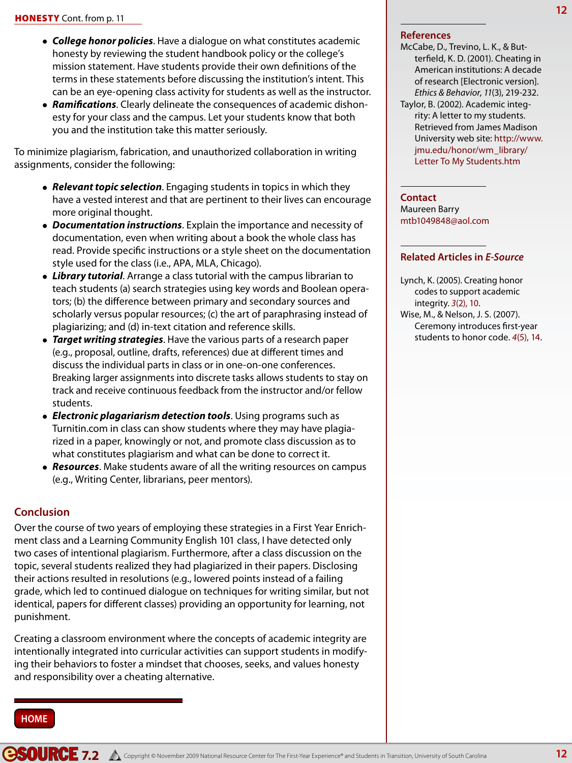**HONESTY** Cont. from p. 11

- ***College honor policies***. Have a dialogue on what constitutes academic honesty by reviewing the student handbook policy or the college's mission statement. Have students provide their own definitions of the terms in these statements before discussing the institution's intent. This can be an eye-opening class activity for students as well as the instructor.
- ***Ramifications***. Clearly delineate the consequences of academic dishonesty for your class and the campus. Let your students know that both you and the institution take this matter seriously.

To minimize plagiarism, fabrication, and unauthorized collaboration in writing assignments, consider the following:

- ***Relevant topic selection***. Engaging students in topics in which they have a vested interest and that are pertinent to their lives can encourage more original thought.
- ***Documentation instructions***. Explain the importance and necessity of documentation, even when writing about a book the whole class has read. Provide specific instructions or a style sheet on the documentation style used for the class (i.e., APA, MLA, Chicago).
- ***Library tutorial***. Arrange a class tutorial with the campus librarian to teach students (a) search strategies using key words and Boolean operators; (b) the difference between primary and secondary sources and scholarly versus popular resources; (c) the art of paraphrasing instead of plagiarizing; and (d) in-text citation and reference skills.
- ***Target writing strategies***. Have the various parts of a research paper (e.g., proposal, outline, drafts, references) due at different times and discuss the individual parts in class or in one-on-one conferences. Breaking larger assignments into discrete tasks allows students to stay on track and receive continuous feedback from the instructor and/or fellow students.
- ***Electronic plagariarism detection tools***. Using programs such as Turnitin.com in class can show students where they may have plagiarized in a paper, knowingly or not, and promote class discussion as to what constitutes plagiarism and what can be done to correct it.
- ***Resources***. Make students aware of all the writing resources on campus (e.g., Writing Center, librarians, peer mentors).

## Conclusion

Over the course of two years of employing these strategies in a First Year Enrichment class and a Learning Community English 101 class, I have detected only two cases of intentional plagiarism. Furthermore, after a class discussion on the topic, several students realized they had plagiarized in their papers. Disclosing their actions resulted in resolutions (e.g., lowered points instead of a failing grade, which led to continued dialogue on techniques for writing similar, but not identical, papers for different classes) providing an opportunity for learning, not punishment.

Creating a classroom environment where the concepts of academic integrity are intentionally integrated into curricular activities can support students in modifying their behaviors to foster a mindset that chooses, seeks, and values honesty and responsibility over a cheating alternative.

HOME

## References

McCabe, D., Trevino, L. K., & Butterfield, K. D. (2001). Cheating in American institutions: A decade of research [Electronic version]. *Ethics & Behavior*, *11*(3), 219-232.

Taylor, B. (2002). Academic integrity: A letter to my students. Retrieved from James Madison University web site: http://www.jmu.edu/honor/wm_library/Letter To My Students.htm

## Contact

Maureen Barry
mtb1049848@aol.com

## Related Articles in *E-Source*

Lynch, K. (2005). Creating honor codes to support academic integrity. 3(2), 10.

Wise, M., & Nelson, J. S. (2007). Ceremony introduces first-year students to honor code. 4(5), 14.

Copyright © November 2009 National Resource Center for The First-Year Experience® and Students in Transition, University of South Carolina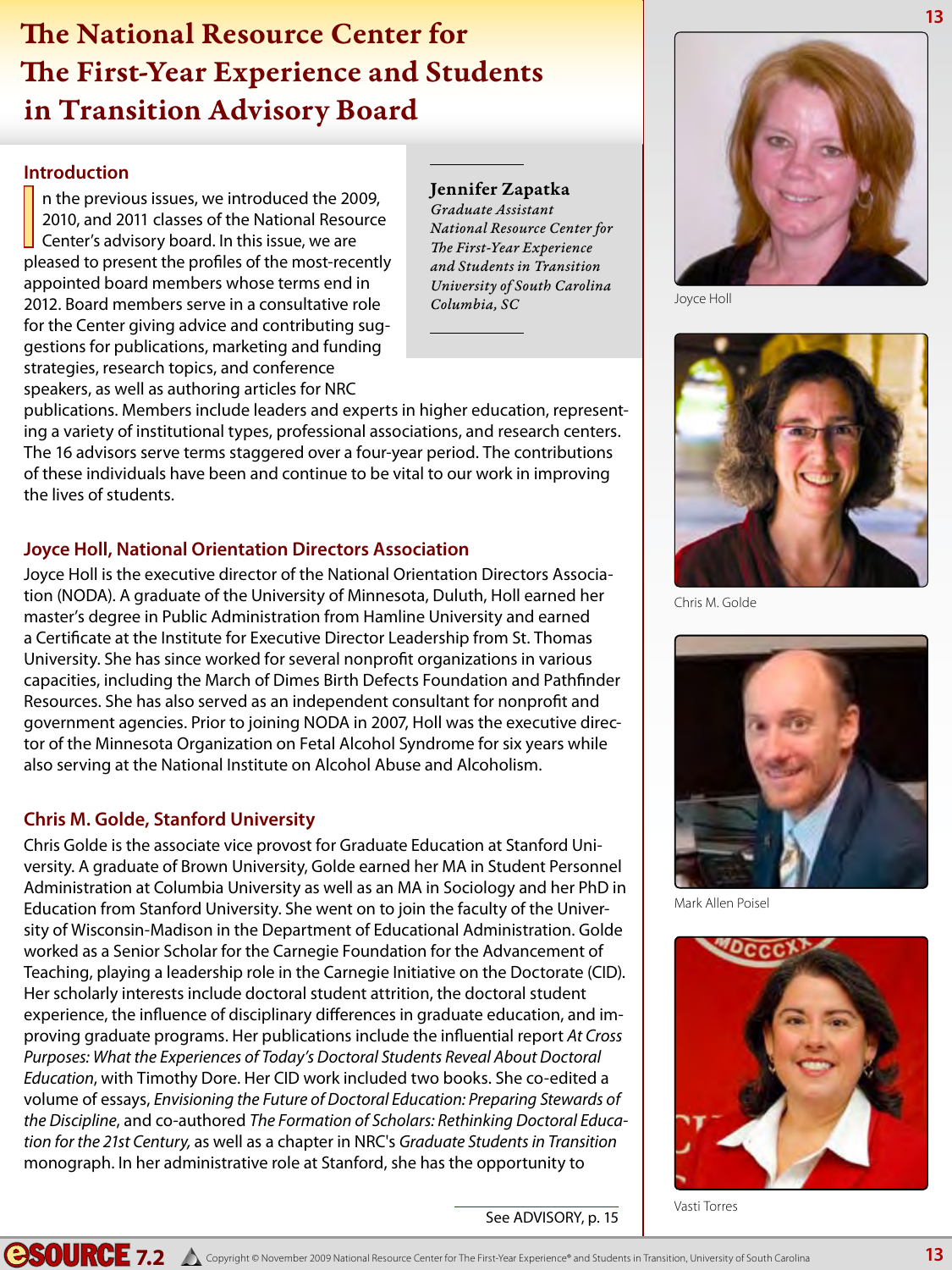# The National Resource Center for The First-Year Experience and Students in Transition Advisory Board

**Jennifer Zapatka**
*Graduate Assistant*
*National Resource Center for The First-Year Experience and Students in Transition*
*University of South Carolina*
*Columbia, SC*

## Introduction

In the previous issues, we introduced the 2009, 2010, and 2011 classes of the National Resource Center's advisory board. In this issue, we are pleased to present the profiles of the most-recently appointed board members whose terms end in 2012. Board members serve in a consultative role for the Center giving advice and contributing suggestions for publications, marketing and funding strategies, research topics, and conference speakers, as well as authoring articles for NRC publications. Members include leaders and experts in higher education, representing a variety of institutional types, professional associations, and research centers. The 16 advisors serve terms staggered over a four-year period. The contributions of these individuals have been and continue to be vital to our work in improving the lives of students.

## Joyce Holl, National Orientation Directors Association

Joyce Holl is the executive director of the National Orientation Directors Association (NODA). A graduate of the University of Minnesota, Duluth, Holl earned her master's degree in Public Administration from Hamline University and earned a Certificate at the Institute for Executive Director Leadership from St. Thomas University. She has since worked for several nonprofit organizations in various capacities, including the March of Dimes Birth Defects Foundation and Pathfinder Resources. She has also served as an independent consultant for nonprofit and government agencies. Prior to joining NODA in 2007, Holl was the executive director of the Minnesota Organization on Fetal Alcohol Syndrome for six years while also serving at the National Institute on Alcohol Abuse and Alcoholism.

## Chris M. Golde, Stanford University

Chris Golde is the associate vice provost for Graduate Education at Stanford University. A graduate of Brown University, Golde earned her MA in Student Personnel Administration at Columbia University as well as an MA in Sociology and her PhD in Education from Stanford University. She went on to join the faculty of the University of Wisconsin-Madison in the Department of Educational Administration. Golde worked as a Senior Scholar for the Carnegie Foundation for the Advancement of Teaching, playing a leadership role in the Carnegie Initiative on the Doctorate (CID). Her scholarly interests include doctoral student attrition, the doctoral student experience, the influence of disciplinary differences in graduate education, and improving graduate programs. Her publications include the influential report *At Cross Purposes: What the Experiences of Today's Doctoral Students Reveal About Doctoral Education*, with Timothy Dore. Her CID work included two books. She co-edited a volume of essays, *Envisioning the Future of Doctoral Education: Preparing Stewards of the Discipline*, and co-authored *The Formation of Scholars: Rethinking Doctoral Education for the 21st Century,* as well as a chapter in NRC's *Graduate Students in Transition* monograph. In her administrative role at Stanford, she has the opportunity to

See ADVISORY, p. 15

Joyce Holl

Chris M. Golde

Mark Allen Poisel

Vasti Torres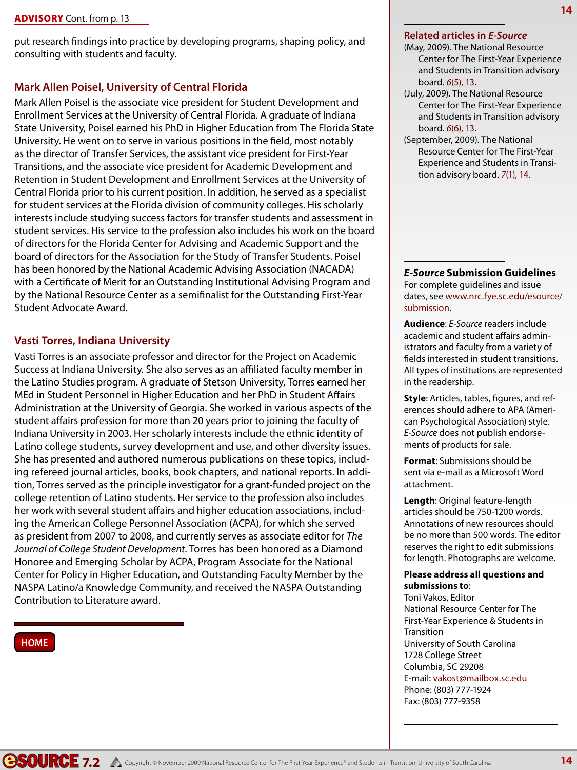**ADVISORY** Cont. from p. 13

put research findings into practice by developing programs, shaping policy, and consulting with students and faculty.

## Mark Allen Poisel, University of Central Florida

Mark Allen Poisel is the associate vice president for Student Development and Enrollment Services at the University of Central Florida. A graduate of Indiana State University, Poisel earned his PhD in Higher Education from The Florida State University. He went on to serve in various positions in the field, most notably as the director of Transfer Services, the assistant vice president for First-Year Transitions, and the associate vice president for Academic Development and Retention in Student Development and Enrollment Services at the University of Central Florida prior to his current position. In addition, he served as a specialist for student services at the Florida division of community colleges. His scholarly interests include studying success factors for transfer students and assessment in student services. His service to the profession also includes his work on the board of directors for the Florida Center for Advising and Academic Support and the board of directors for the Association for the Study of Transfer Students. Poisel has been honored by the National Academic Advising Association (NACADA) with a Certificate of Merit for an Outstanding Institutional Advising Program and by the National Resource Center as a semifinalist for the Outstanding First-Year Student Advocate Award.

## Vasti Torres, Indiana University

Vasti Torres is an associate professor and director for the Project on Academic Success at Indiana University. She also serves as an affiliated faculty member in the Latino Studies program. A graduate of Stetson University, Torres earned her MEd in Student Personnel in Higher Education and her PhD in Student Affairs Administration at the University of Georgia. She worked in various aspects of the student affairs profession for more than 20 years prior to joining the faculty of Indiana University in 2003. Her scholarly interests include the ethnic identity of Latino college students, survey development and use, and other diversity issues. She has presented and authored numerous publications on these topics, including refereed journal articles, books, book chapters, and national reports. In addition, Torres served as the principle investigator for a grant-funded project on the college retention of Latino students. Her service to the profession also includes her work with several student affairs and higher education associations, including the American College Personnel Association (ACPA), for which she served as president from 2007 to 2008, and currently serves as associate editor for *The Journal of College Student Development*. Torres has been honored as a Diamond Honoree and Emerging Scholar by ACPA, Program Associate for the National Center for Policy in Higher Education, and Outstanding Faculty Member by the NASPA Latino/a Knowledge Community, and received the NASPA Outstanding Contribution to Literature award.

HOME

---

### Related articles in *E-Source*

(May, 2009). The National Resource Center for The First-Year Experience and Students in Transition advisory board. *6*(5), 13.

(July, 2009). The National Resource Center for The First-Year Experience and Students in Transition advisory board. *6*(6), 13.

(September, 2009). The National Resource Center for The First-Year Experience and Students in Transition advisory board. *7*(1), 14.

---

### *E-Source* Submission Guidelines

For complete guidelines and issue dates, see www.nrc.fye.sc.edu/esource/submission.

**Audience**: *E-Source* readers include academic and student affairs administrators and faculty from a variety of fields interested in student transitions. All types of institutions are represented in the readership.

**Style**: Articles, tables, figures, and references should adhere to APA (American Psychological Association) style. *E-Source* does not publish endorsements of products for sale.

**Format**: Submissions should be sent via e-mail as a Microsoft Word attachment.

**Length**: Original feature-length articles should be 750-1200 words. Annotations of new resources should be no more than 500 words. The editor reserves the right to edit submissions for length. Photographs are welcome.

**Please address all questions and submissions to**:
Toni Vakos, Editor
National Resource Center for The First-Year Experience & Students in Transition
University of South Carolina
1728 College Street
Columbia, SC 29208
E-mail: vakost@mailbox.sc.edu
Phone: (803) 777-1924
Fax: (803) 777-9358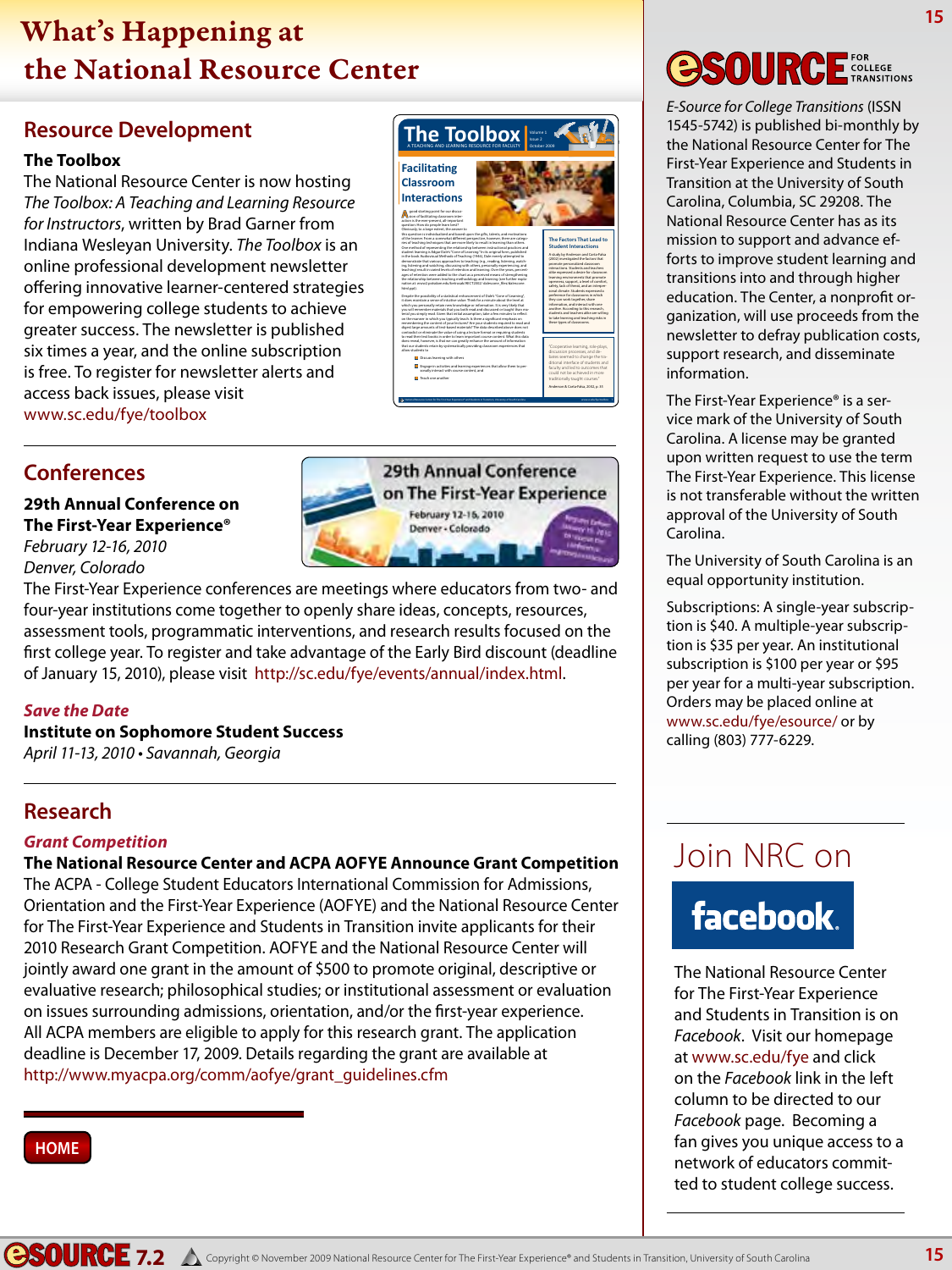# What's Happening at the National Resource Center

## Resource Development

### The Toolbox

The National Resource Center is now hosting *The Toolbox: A Teaching and Learning Resource for Instructors*, written by Brad Garner from Indiana Wesleyan University. *The Toolbox* is an online professional development newsletter offering innovative learner-centered strategies for empowering college students to achieve greater success. The newsletter is published six times a year, and the online subscription is free. To register for newsletter alerts and access back issues, please visit www.sc.edu/fye/toolbox

## Conferences

**29th Annual Conference on The First-Year Experience®**
*February 12-16, 2010*
*Denver, Colorado*

The First-Year Experience conferences are meetings where educators from two- and four-year institutions come together to openly share ideas, concepts, resources, assessment tools, programmatic interventions, and research results focused on the first college year. To register and take advantage of the Early Bird discount (deadline of January 15, 2010), please visit http://sc.edu/fye/events/annual/index.html.

***Save the Date***

**Institute on Sophomore Student Success**
*April 11-13, 2010 • Savannah, Georgia*

## Research

***Grant Competition***

**The National Resource Center and ACPA AOFYE Announce Grant Competition**

The ACPA - College Student Educators International Commission for Admissions, Orientation and the First-Year Experience (AOFYE) and the National Resource Center for The First-Year Experience and Students in Transition invite applicants for their 2010 Research Grant Competition. AOFYE and the National Resource Center will jointly award one grant in the amount of $500 to promote original, descriptive or evaluative research; philosophical studies; or institutional assessment or evaluation on issues surrounding admissions, orientation, and/or the first-year experience. All ACPA members are eligible to apply for this research grant. The application deadline is December 17, 2009. Details regarding the grant are available at http://www.myacpa.org/comm/aofye/grant_guidelines.cfm

HOME

---

eSOURCE FOR COLLEGE TRANSITIONS

*E-Source for College Transitions* (ISSN 1545-5742) is published bi-monthly by the National Resource Center for The First-Year Experience and Students in Transition at the University of South Carolina, Columbia, SC 29208. The National Resource Center has as its mission to support and advance efforts to improve student learning and transitions into and through higher education. The Center, a nonprofit organization, will use proceeds from the newsletter to defray publication costs, support research, and disseminate information.

The First-Year Experience® is a service mark of the University of South Carolina. A license may be granted upon written request to use the term The First-Year Experience. This license is not transferable without the written approval of the University of South Carolina.

The University of South Carolina is an equal opportunity institution.

Subscriptions: A single-year subscription is $40. A multiple-year subscription is $35 per year. An institutional subscription is $100 per year or $95 per year for a multi-year subscription. Orders may be placed online at www.sc.edu/fye/esource/ or by calling (803) 777-6229.

## Join NRC on facebook

The National Resource Center for The First-Year Experience and Students in Transition is on *Facebook*. Visit our homepage at www.sc.edu/fye and click on the *Facebook* link in the left column to be directed to our *Facebook* page. Becoming a fan gives you unique access to a network of educators committed to student college success.

Copyright © November 2009 National Resource Center for The First-Year Experience® and Students in Transition, University of South Carolina